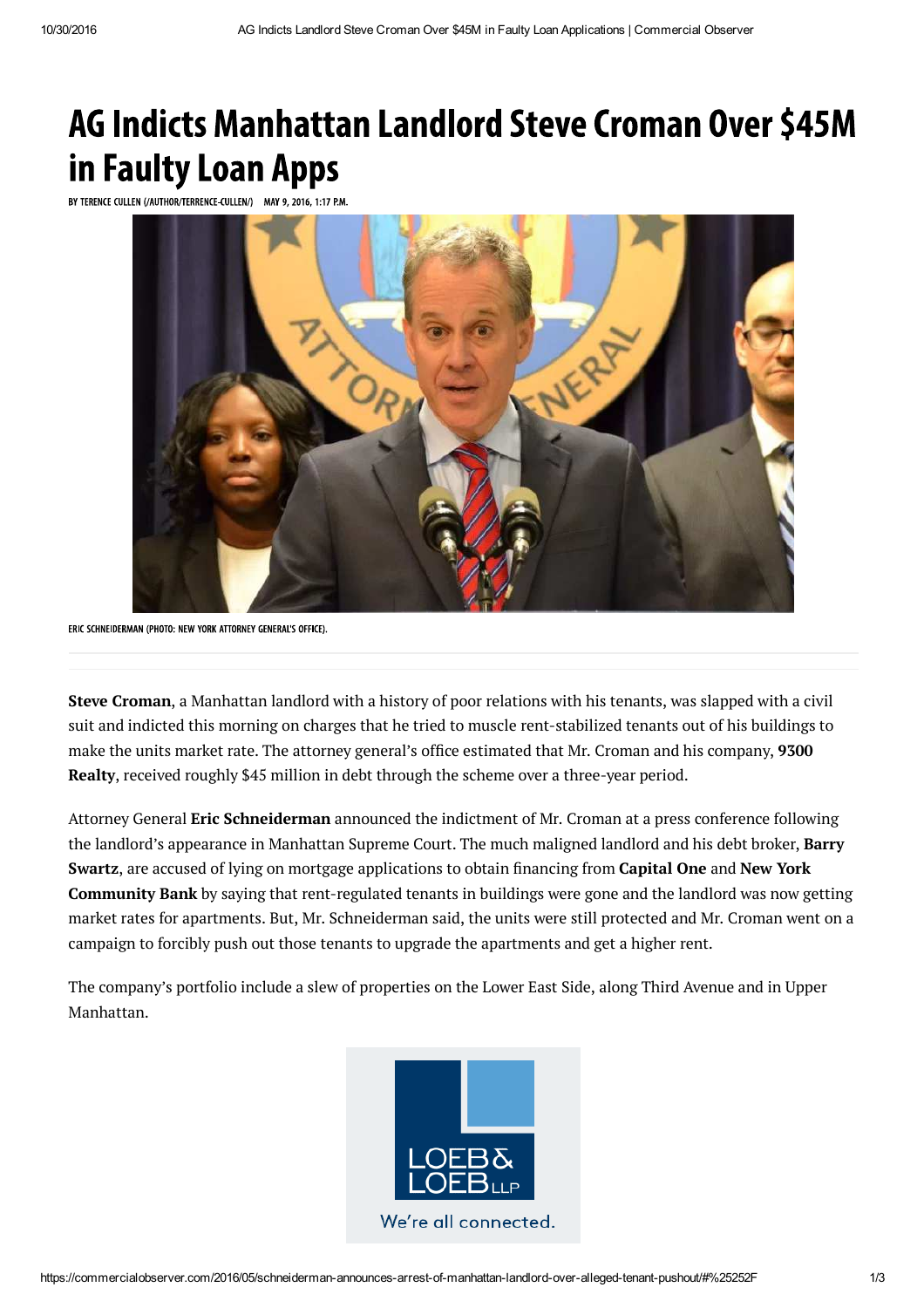# AG Indicts Manhattan Landlord Steve Croman Over $45M in Faulty Loan Apps

BY TERENCE CULLEN (/AUTHOR/TERRENCE-CULLEN/) MAY 9, 2016, 1:17 P.M.

ERIC SCHNEIDERMAN (PHOTO: NEW YORK ATTORNEY GENERAL'S OFFICE).

**Steve Croman**, a Manhattan landlord with a history of poor relations with his tenants, was slapped with a civil suit and indicted this morning on charges that he tried to muscle rent-stabilized tenants out of his buildings to make the units market rate. The attorney general's office estimated that Mr. Croman and his company, **9300 Realty**, received roughly $45 million in debt through the scheme over a three-year period.

Attorney General **Eric Schneiderman** announced the indictment of Mr. Croman at a press conference following the landlord's appearance in Manhattan Supreme Court. The much maligned landlord and his debt broker, **Barry Swartz**, are accused of lying on mortgage applications to obtain financing from **Capital One** and **New York Community Bank** by saying that rent-regulated tenants in buildings were gone and the landlord was now getting market rates for apartments. But, Mr. Schneiderman said, the units were still protected and Mr. Croman went on a campaign to forcibly push out those tenants to upgrade the apartments and get a higher rent.

The company's portfolio include a slew of properties on the Lower East Side, along Third Avenue and in Upper Manhattan.

LOEB & LOEB LLP

We're all connected.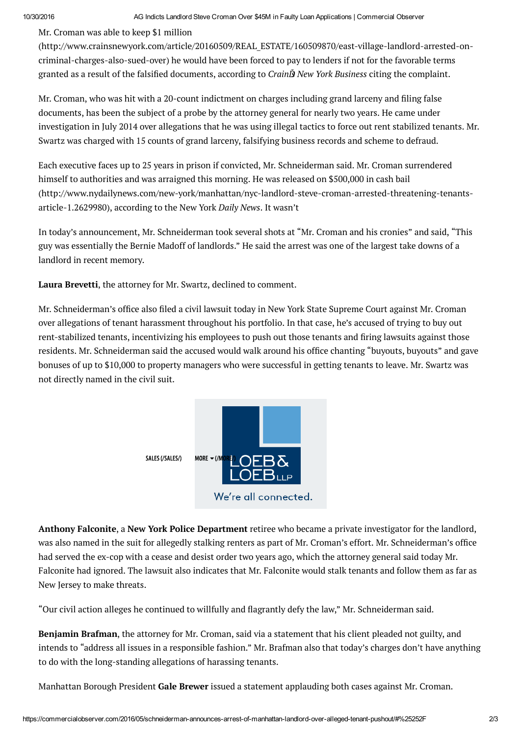Mr. Croman was able to keep $1 million (http://www.crainsnewyork.com/article/20160509/REAL_ESTATE/160509870/east-village-landlord-arrested-on-criminal-charges-also-sued-over) he would have been forced to pay to lenders if not for the favorable terms granted as a result of the falsified documents, according to *Crain's New York Business* citing the complaint.

Mr. Croman, who was hit with a 20-count indictment on charges including grand larceny and filing false documents, has been the subject of a probe by the attorney general for nearly two years. He came under investigation in July 2014 over allegations that he was using illegal tactics to force out rent stabilized tenants. Mr. Swartz was charged with 15 counts of grand larceny, falsifying business records and scheme to defraud.

Each executive faces up to 25 years in prison if convicted, Mr. Schneiderman said. Mr. Croman surrendered himself to authorities and was arraigned this morning. He was released on $500,000 in cash bail (http://www.nydailynews.com/new-york/manhattan/nyc-landlord-steve-croman-arrested-threatening-tenants-article-1.2629980), according to the New York *Daily News*. It wasn't

In today's announcement, Mr. Schneiderman took several shots at "Mr. Croman and his cronies" and said, "This guy was essentially the Bernie Madoff of landlords." He said the arrest was one of the largest take downs of a landlord in recent memory.

**Laura Brevetti**, the attorney for Mr. Swartz, declined to comment.

Mr. Schneiderman's office also filed a civil lawsuit today in New York State Supreme Court against Mr. Croman over allegations of tenant harassment throughout his portfolio. In that case, he's accused of trying to buy out rent-stabilized tenants, incentivizing his employees to push out those tenants and firing lawsuits against those residents. Mr. Schneiderman said the accused would walk around his office chanting "buyouts, buyouts" and gave bonuses of up to $10,000 to property managers who were successful in getting tenants to leave. Mr. Swartz was not directly named in the civil suit.

**Anthony Falconite**, a **New York Police Department** retiree who became a private investigator for the landlord, was also named in the suit for allegedly stalking renters as part of Mr. Croman's effort. Mr. Schneiderman's office had served the ex-cop with a cease and desist order two years ago, which the attorney general said today Mr. Falconite had ignored. The lawsuit also indicates that Mr. Falconite would stalk tenants and follow them as far as New Jersey to make threats.

"Our civil action alleges he continued to willfully and flagrantly defy the law," Mr. Schneiderman said.

**Benjamin Brafman**, the attorney for Mr. Croman, said via a statement that his client pleaded not guilty, and intends to "address all issues in a responsible fashion." Mr. Brafman also that today's charges don't have anything to do with the long-standing allegations of harassing tenants.

Manhattan Borough President **Gale Brewer** issued a statement applauding both cases against Mr. Croman.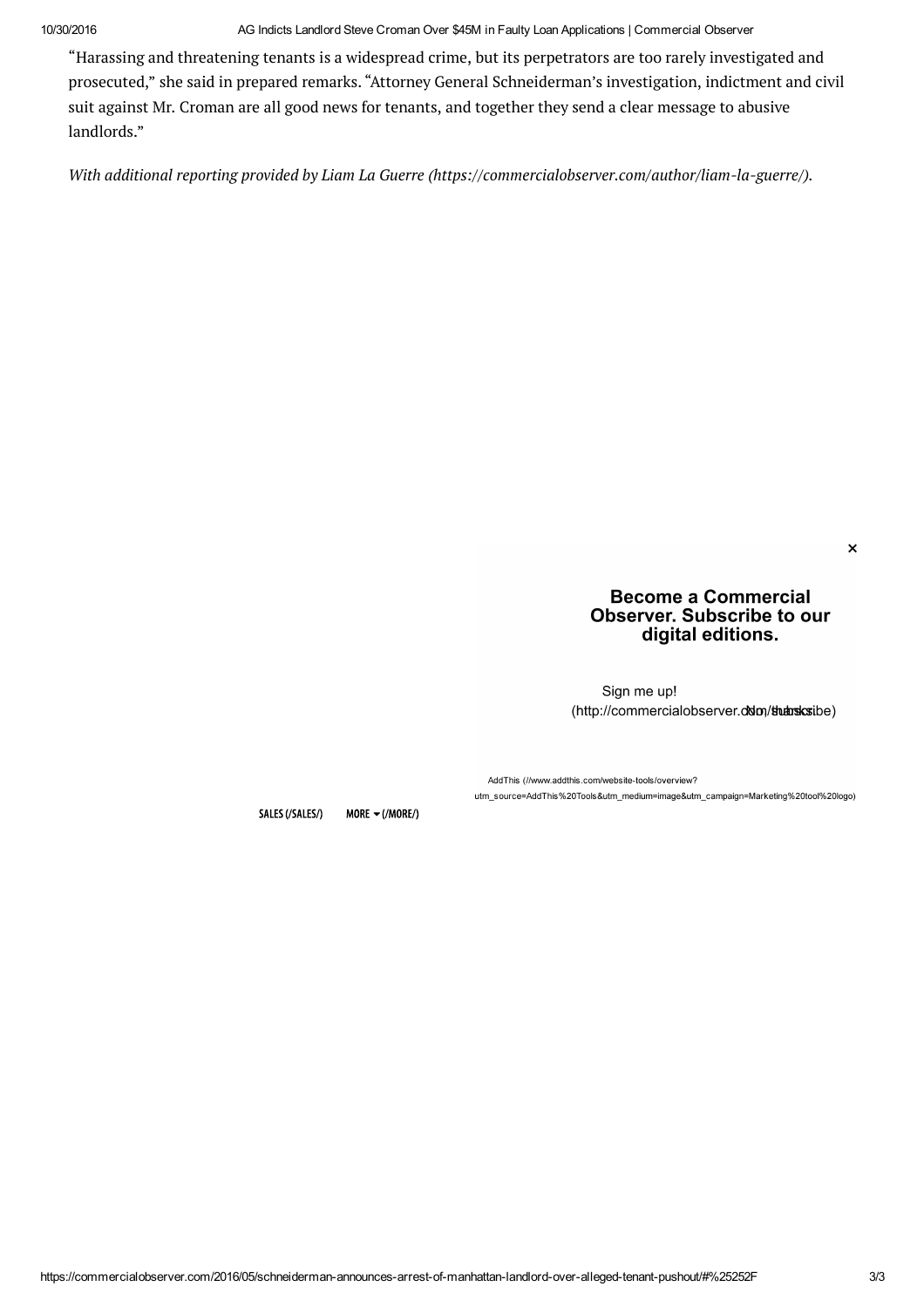"Harassing and threatening tenants is a widespread crime, but its perpetrators are too rarely investigated and prosecuted," she said in prepared remarks. "Attorney General Schneiderman's investigation, indictment and civil suit against Mr. Croman are all good news for tenants, and together they send a clear message to abusive landlords."

*With additional reporting provided by Liam La Guerre (https://commercialobserver.com/author/liam-la-guerre/).*

×

**Become a Commercial Observer. Subscribe to our digital editions.**

Sign me up! (http://commercialobserver.com/subscribe) No, thanks.

AddThis (//www.addthis.com/website-tools/overview?utm_source=AddThis%20Tools&utm_medium=image&utm_campaign=Marketing%20tool%20logo)

SALES (/SALES/) MORE ▾ (/MORE/)